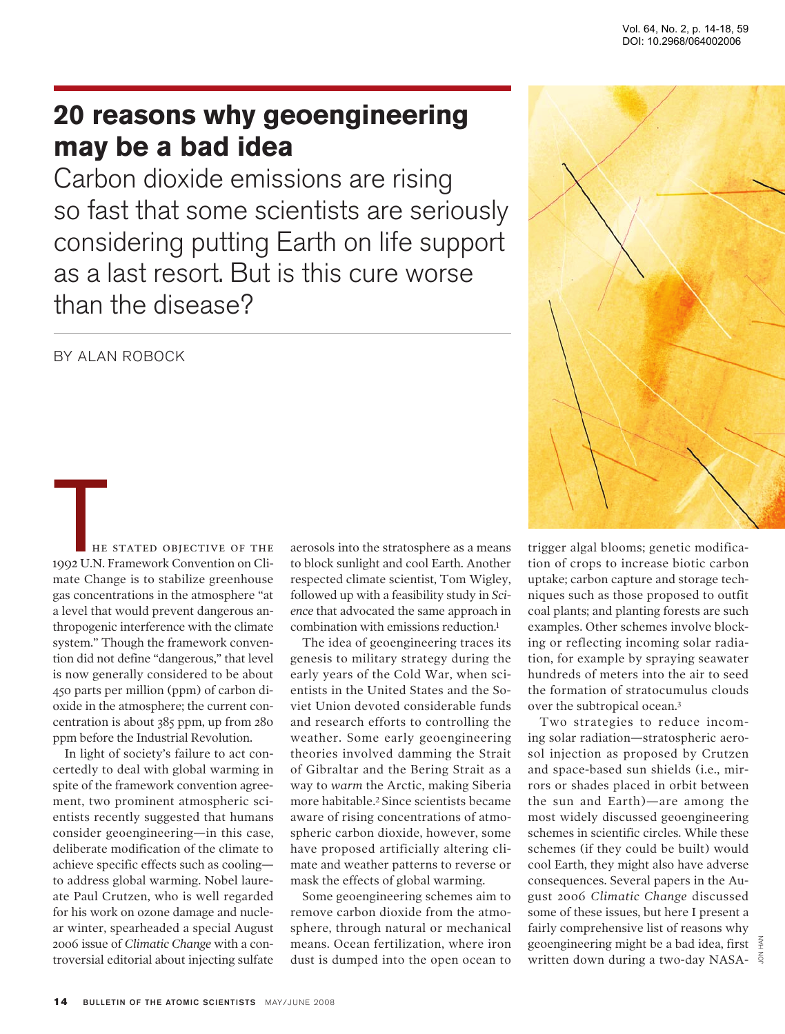# 20 reasons why geoengineering may be a bad idea

Carbon dioxide emissions are rising so fast that some scientists are seriously considering putting Earth on life support as a last resort. But is this cure worse than the disease?

BY ALAN ROBOCK

The stated objective of the 1992 U.N. Framework Convention on Climate Change is to stabilize greenhouse gas concentrations in the atmosphere "at a level that would prevent dangerous anthropogenic interference with the climate system." Though the framework convention did not define "dangerous," that level is now generally considered to be about 450 parts per million (ppm) of carbon dioxide in the atmosphere; the current concentration is about 385 ppm, up from 280 ppm before the Industrial Revolution.

In light of society's failure to act concertedly to deal with global warming in spite of the framework convention agreement, two prominent atmospheric scientists recently suggested that humans consider geoengineering—in this case, deliberate modification of the climate to achieve specific effects such as cooling—to address global warming. Nobel laureate Paul Crutzen, who is well regarded for his work on ozone damage and nuclear winter, spearheaded a special August 2006 issue of *Climatic Change* with a controversial editorial about injecting sulfate aerosols into the stratosphere as a means to block sunlight and cool Earth. Another respected climate scientist, Tom Wigley, followed up with a feasibility study in *Science* that advocated the same approach in combination with emissions reduction.[1]

The idea of geoengineering traces its genesis to military strategy during the early years of the Cold War, when scientists in the United States and the Soviet Union devoted considerable funds and research efforts to controlling the weather. Some early geoengineering theories involved damming the Strait of Gibraltar and the Bering Strait as a way to *warm* the Arctic, making Siberia more habitable.[2] Since scientists became aware of rising concentrations of atmospheric carbon dioxide, however, some have proposed artificially altering climate and weather patterns to reverse or mask the effects of global warming.

Some geoengineering schemes aim to remove carbon dioxide from the atmosphere, through natural or mechanical means. Ocean fertilization, where iron dust is dumped into the open ocean to trigger algal blooms; genetic modification of crops to increase biotic carbon uptake; carbon capture and storage techniques such as those proposed to outfit coal plants; and planting forests are such examples. Other schemes involve blocking or reflecting incoming solar radiation, for example by spraying seawater hundreds of meters into the air to seed the formation of stratocumulus clouds over the subtropical ocean.[3]

Two strategies to reduce incoming solar radiation—stratospheric aerosol injection as proposed by Crutzen and space-based sun shields (i.e., mirrors or shades placed in orbit between the sun and Earth)—are among the most widely discussed geoengineering schemes in scientific circles. While these schemes (if they could be built) would cool Earth, they might also have adverse consequences. Several papers in the August 2006 *Climatic Change* discussed some of these issues, but here I present a fairly comprehensive list of reasons why geoengineering might be a bad idea, first written down during a two-day NASA-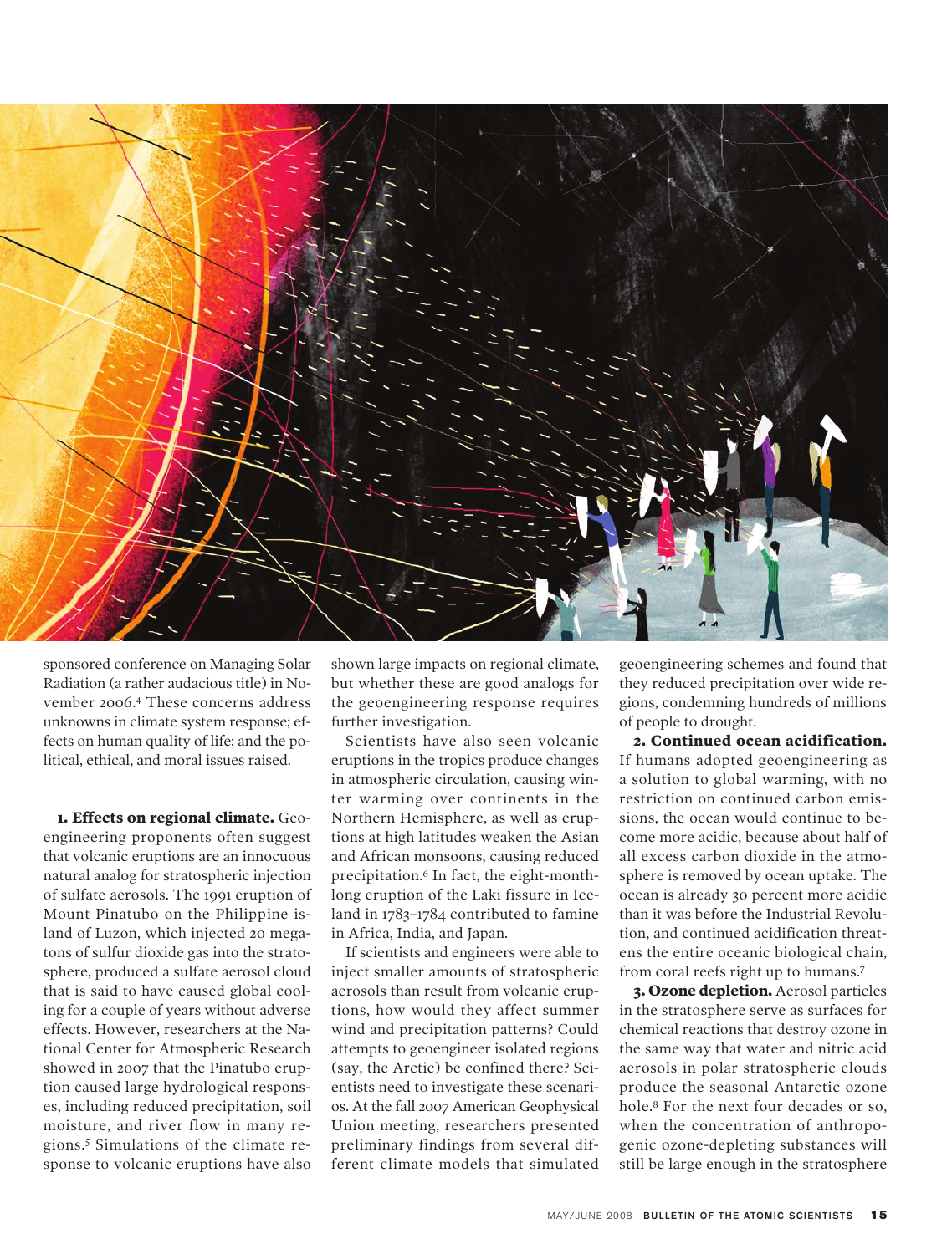sponsored conference on Managing Solar Radiation (a rather audacious title) in November 2006.[4] These concerns address unknowns in climate system response; effects on human quality of life; and the political, ethical, and moral issues raised.

**1. Effects on regional climate.** Geoengineering proponents often suggest that volcanic eruptions are an innocuous natural analog for stratospheric injection of sulfate aerosols. The 1991 eruption of Mount Pinatubo on the Philippine island of Luzon, which injected 20 megatons of sulfur dioxide gas into the stratosphere, produced a sulfate aerosol cloud that is said to have caused global cooling for a couple of years without adverse effects. However, researchers at the National Center for Atmospheric Research showed in 2007 that the Pinatubo eruption caused large hydrological responses, including reduced precipitation, soil moisture, and river flow in many regions.[5] Simulations of the climate response to volcanic eruptions have also shown large impacts on regional climate, but whether these are good analogs for the geoengineering response requires further investigation.

Scientists have also seen volcanic eruptions in the tropics produce changes in atmospheric circulation, causing winter warming over continents in the Northern Hemisphere, as well as eruptions at high latitudes weaken the Asian and African monsoons, causing reduced precipitation.[6] In fact, the eight-month-long eruption of the Laki fissure in Iceland in 1783–1784 contributed to famine in Africa, India, and Japan.

If scientists and engineers were able to inject smaller amounts of stratospheric aerosols than result from volcanic eruptions, how would they affect summer wind and precipitation patterns? Could attempts to geoengineer isolated regions (say, the Arctic) be confined there? Scientists need to investigate these scenarios. At the fall 2007 American Geophysical Union meeting, researchers presented preliminary findings from several different climate models that simulated geoengineering schemes and found that they reduced precipitation over wide regions, condemning hundreds of millions of people to drought.

**2. Continued ocean acidification.** If humans adopted geoengineering as a solution to global warming, with no restriction on continued carbon emissions, the ocean would continue to become more acidic, because about half of all excess carbon dioxide in the atmosphere is removed by ocean uptake. The ocean is already 30 percent more acidic than it was before the Industrial Revolution, and continued acidification threatens the entire oceanic biological chain, from coral reefs right up to humans.[7]

**3. Ozone depletion.** Aerosol particles in the stratosphere serve as surfaces for chemical reactions that destroy ozone in the same way that water and nitric acid aerosols in polar stratospheric clouds produce the seasonal Antarctic ozone hole.[8] For the next four decades or so, when the concentration of anthropogenic ozone-depleting substances will still be large enough in the stratosphere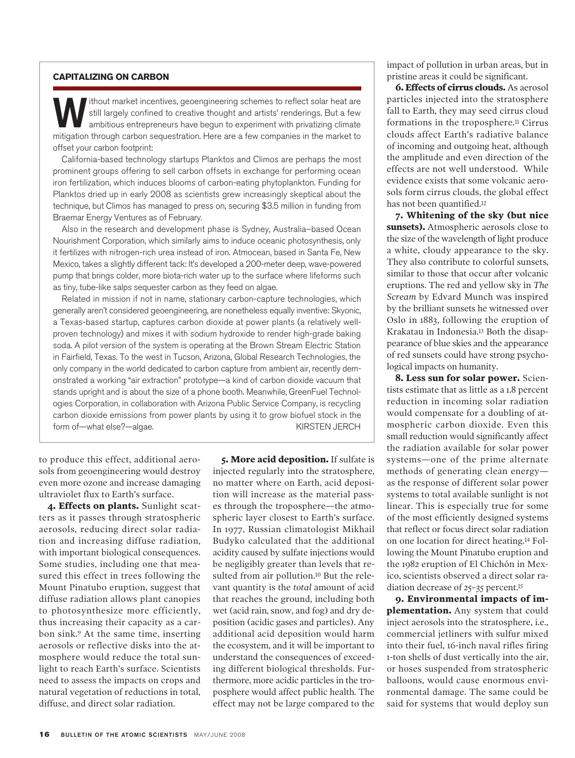## CAPITALIZING ON CARBON

Without market incentives, geoengineering schemes to reflect solar heat are still largely confined to creative thought and artists' renderings. But a few ambitious entrepreneurs have begun to experiment with privatizing climate mitigation through carbon sequestration. Here are a few companies in the market to offset your carbon footprint:

California-based technology startups Planktos and Climos are perhaps the most prominent groups offering to sell carbon offsets in exchange for performing ocean iron fertilization, which induces blooms of carbon-eating phytoplankton. Funding for Planktos dried up in early 2008 as scientists grew increasingly skeptical about the technique, but Climos has managed to press on, securing $3.5 million in funding from Braemar Energy Ventures as of February.

Also in the research and development phase is Sydney, Australia–based Ocean Nourishment Corporation, which similarly aims to induce oceanic photosynthesis, only it fertilizes with nitrogen-rich urea instead of iron. Atmocean, based in Santa Fe, New Mexico, takes a slightly different tack: It's developed a 200-meter deep, wave-powered pump that brings colder, more biota-rich water up to the surface where lifeforms such as tiny, tube-like salps sequester carbon as they feed on algae.

Related in mission if not in name, stationary carbon-capture technologies, which generally aren't considered geoengineering, are nonetheless equally inventive: Skyonic, a Texas-based startup, captures carbon dioxide at power plants (a relatively well-proven technology) and mixes it with sodium hydroxide to render high-grade baking soda. A pilot version of the system is operating at the Brown Stream Electric Station in Fairfield, Texas. To the west in Tucson, Arizona, Global Research Technologies, the only company in the world dedicated to carbon capture from ambient air, recently demonstrated a working "air extraction" prototype—a kind of carbon dioxide vacuum that stands upright and is about the size of a phone booth. Meanwhile, GreenFuel Technologies Corporation, in collaboration with Arizona Public Service Company, is recycling carbon dioxide emissions from power plants by using it to grow biofuel stock in the form of—what else?—algae.

KIRSTEN JERCH

to produce this effect, additional aerosols from geoengineering would destroy even more ozone and increase damaging ultraviolet flux to Earth's surface.

**4. Effects on plants.** Sunlight scatters as it passes through stratospheric aerosols, reducing direct solar radiation and increasing diffuse radiation, with important biological consequences. Some studies, including one that measured this effect in trees following the Mount Pinatubo eruption, suggest that diffuse radiation allows plant canopies to photosynthesize more efficiently, thus increasing their capacity as a carbon sink.[9] At the same time, inserting aerosols or reflective disks into the atmosphere would reduce the total sunlight to reach Earth's surface. Scientists need to assess the impacts on crops and natural vegetation of reductions in total, diffuse, and direct solar radiation.

**5. More acid deposition.** If sulfate is injected regularly into the stratosphere, no matter where on Earth, acid deposition will increase as the material passes through the troposphere—the atmospheric layer closest to Earth's surface. In 1977, Russian climatologist Mikhail Budyko calculated that the additional acidity caused by sulfate injections would be negligibly greater than levels that resulted from air pollution.[10] But the relevant quantity is the *total* amount of acid that reaches the ground, including both wet (acid rain, snow, and fog) and dry deposition (acidic gases and particles). Any additional acid deposition would harm the ecosystem, and it will be important to understand the consequences of exceeding different biological thresholds. Furthermore, more acidic particles in the troposphere would affect public health. The effect may not be large compared to the impact of pollution in urban areas, but in pristine areas it could be significant.

**6. Effects of cirrus clouds.** As aerosol particles injected into the stratosphere fall to Earth, they may seed cirrus cloud formations in the troposphere.[11] Cirrus clouds affect Earth's radiative balance of incoming and outgoing heat, although the amplitude and even direction of the effects are not well understood. While evidence exists that some volcanic aerosols form cirrus clouds, the global effect has not been quantified.[12]

**7. Whitening of the sky (but nice sunsets).** Atmospheric aerosols close to the size of the wavelength of light produce a white, cloudy appearance to the sky. They also contribute to colorful sunsets, similar to those that occur after volcanic eruptions. The red and yellow sky in *The Scream* by Edvard Munch was inspired by the brilliant sunsets he witnessed over Oslo in 1883, following the eruption of Krakatau in Indonesia.[13] Both the disappearance of blue skies and the appearance of red sunsets could have strong psychological impacts on humanity.

**8. Less sun for solar power.** Scientists estimate that as little as a 1.8 percent reduction in incoming solar radiation would compensate for a doubling of atmospheric carbon dioxide. Even this small reduction would significantly affect the radiation available for solar power systems—one of the prime alternate methods of generating clean energy—as the response of different solar power systems to total available sunlight is not linear. This is especially true for some of the most efficiently designed systems that reflect or focus direct solar radiation on one location for direct heating.[14] Following the Mount Pinatubo eruption and the 1982 eruption of El Chichón in Mexico, scientists observed a direct solar radiation decrease of 25–35 percent.[15]

**9. Environmental impacts of implementation.** Any system that could inject aerosols into the stratosphere, i.e., commercial jetliners with sulfur mixed into their fuel, 16-inch naval rifles firing 1-ton shells of dust vertically into the air, or hoses suspended from stratospheric balloons, would cause enormous environmental damage. The same could be said for systems that would deploy sun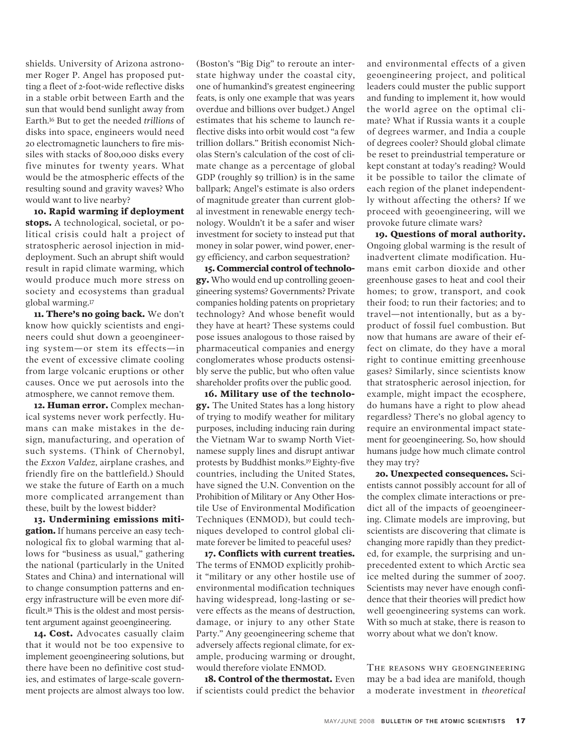shields. University of Arizona astronomer Roger P. Angel has proposed putting a fleet of 2-foot-wide reflective disks in a stable orbit between Earth and the sun that would bend sunlight away from Earth.[16] But to get the needed *trillions* of disks into space, engineers would need 20 electromagnetic launchers to fire missiles with stacks of 800,000 disks every five minutes for twenty years. What would be the atmospheric effects of the resulting sound and gravity waves? Who would want to live nearby?

**10. Rapid warming if deployment stops.** A technological, societal, or political crisis could halt a project of stratospheric aerosol injection in mid-deployment. Such an abrupt shift would result in rapid climate warming, which would produce much more stress on society and ecosystems than gradual global warming.[17]

**11. There's no going back.** We don't know how quickly scientists and engineers could shut down a geoengineering system—or stem its effects—in the event of excessive climate cooling from large volcanic eruptions or other causes. Once we put aerosols into the atmosphere, we cannot remove them.

**12. Human error.** Complex mechanical systems never work perfectly. Humans can make mistakes in the design, manufacturing, and operation of such systems. (Think of Chernobyl, the *Exxon Valdez*, airplane crashes, and friendly fire on the battlefield.) Should we stake the future of Earth on a much more complicated arrangement than these, built by the lowest bidder?

**13. Undermining emissions mitigation.** If humans perceive an easy technological fix to global warming that allows for "business as usual," gathering the national (particularly in the United States and China) and international will to change consumption patterns and energy infrastructure will be even more difficult.[18] This is the oldest and most persistent argument against geoengineering.

**14. Cost.** Advocates casually claim that it would not be too expensive to implement geoengineering solutions, but there have been no definitive cost studies, and estimates of large-scale government projects are almost always too low. (Boston's "Big Dig" to reroute an interstate highway under the coastal city, one of humankind's greatest engineering feats, is only one example that was years overdue and billions over budget.) Angel estimates that his scheme to launch reflective disks into orbit would cost "a few trillion dollars." British economist Nicholas Stern's calculation of the cost of climate change as a percentage of global GDP (roughly $9 trillion) is in the same ballpark; Angel's estimate is also orders of magnitude greater than current global investment in renewable energy technology. Wouldn't it be a safer and wiser investment for society to instead put that money in solar power, wind power, energy efficiency, and carbon sequestration?

**15. Commercial control of technology.** Who would end up controlling geoengineering systems? Governments? Private companies holding patents on proprietary technology? And whose benefit would they have at heart? These systems could pose issues analogous to those raised by pharmaceutical companies and energy conglomerates whose products ostensibly serve the public, but who often value shareholder profits over the public good.

**16. Military use of the technology.** The United States has a long history of trying to modify weather for military purposes, including inducing rain during the Vietnam War to swamp North Vietnamese supply lines and disrupt antiwar protests by Buddhist monks.[19] Eighty-five countries, including the United States, have signed the U.N. Convention on the Prohibition of Military or Any Other Hostile Use of Environmental Modification Techniques (ENMOD), but could techniques developed to control global climate forever be limited to peaceful uses?

**17. Conflicts with current treaties.** The terms of ENMOD explicitly prohibit "military or any other hostile use of environmental modification techniques having widespread, long-lasting or severe effects as the means of destruction, damage, or injury to any other State Party." Any geoengineering scheme that adversely affects regional climate, for example, producing warming or drought, would therefore violate ENMOD.

**18. Control of the thermostat.** Even if scientists could predict the behavior and environmental effects of a given geoengineering project, and political leaders could muster the public support and funding to implement it, how would the world agree on the optimal climate? What if Russia wants it a couple of degrees warmer, and India a couple of degrees cooler? Should global climate be reset to preindustrial temperature or kept constant at today's reading? Would it be possible to tailor the climate of each region of the planet independently without affecting the others? If we proceed with geoengineering, will we provoke future climate wars?

**19. Questions of moral authority.** Ongoing global warming is the result of inadvertent climate modification. Humans emit carbon dioxide and other greenhouse gases to heat and cool their homes; to grow, transport, and cook their food; to run their factories; and to travel—not intentionally, but as a byproduct of fossil fuel combustion. But now that humans are aware of their effect on climate, do they have a moral right to continue emitting greenhouse gases? Similarly, since scientists know that stratospheric aerosol injection, for example, might impact the ecosphere, do humans have a right to plow ahead regardless? There's no global agency to require an environmental impact statement for geoengineering. So, how should humans judge how much climate control they may try?

**20. Unexpected consequences.** Scientists cannot possibly account for all of the complex climate interactions or predict all of the impacts of geoengineering. Climate models are improving, but scientists are discovering that climate is changing more rapidly than they predicted, for example, the surprising and unprecedented extent to which Arctic sea ice melted during the summer of 2007. Scientists may never have enough confidence that their theories will predict how well geoengineering systems can work. With so much at stake, there is reason to worry about what we don't know.

The reasons why geoengineering may be a bad idea are manifold, though a moderate investment in *theoretical*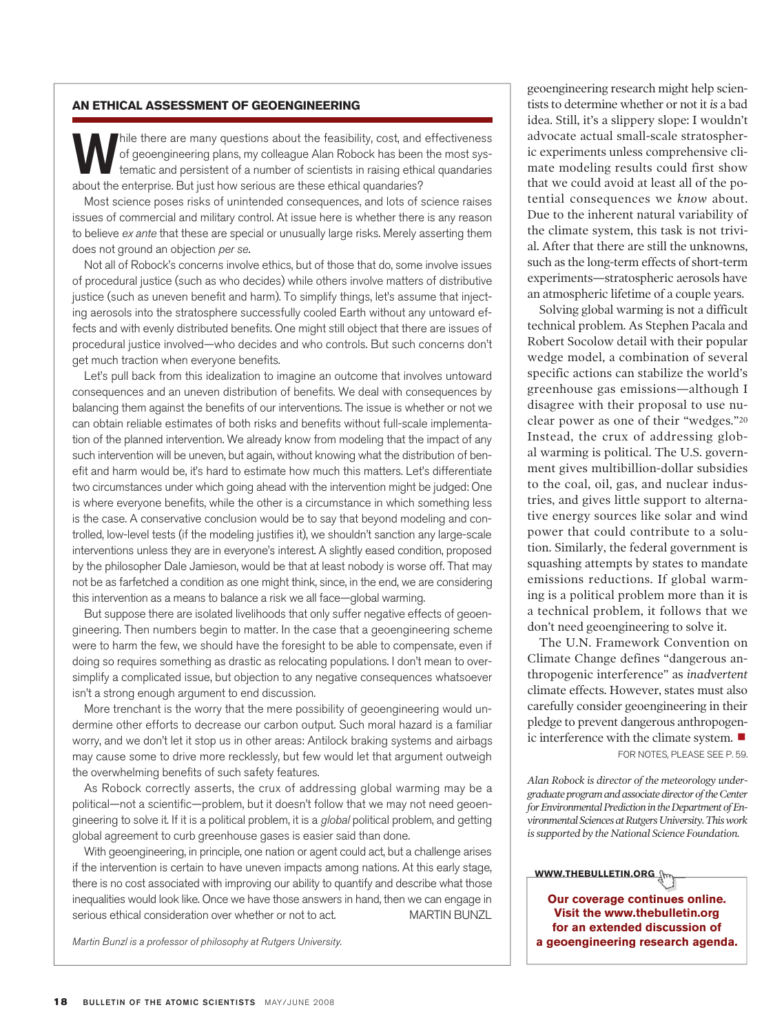## AN ETHICAL ASSESSMENT OF GEOENGINEERING

While there are many questions about the feasibility, cost, and effectiveness of geoengineering plans, my colleague Alan Robock has been the most systematic and persistent of a number of scientists in raising ethical quandaries about the enterprise. But just how serious are these ethical quandaries?

Most science poses risks of unintended consequences, and lots of science raises issues of commercial and military control. At issue here is whether there is any reason to believe *ex ante* that these are special or unusually large risks. Merely asserting them does not ground an objection *per se*.

Not all of Robock's concerns involve ethics, but of those that do, some involve issues of procedural justice (such as who decides) while others involve matters of distributive justice (such as uneven benefit and harm). To simplify things, let's assume that injecting aerosols into the stratosphere successfully cooled Earth without any untoward effects and with evenly distributed benefits. One might still object that there are issues of procedural justice involved—who decides and who controls. But such concerns don't get much traction when everyone benefits.

Let's pull back from this idealization to imagine an outcome that involves untoward consequences and an uneven distribution of benefits. We deal with consequences by balancing them against the benefits of our interventions. The issue is whether or not we can obtain reliable estimates of both risks and benefits without full-scale implementation of the planned intervention. We already know from modeling that the impact of any such intervention will be uneven, but again, without knowing what the distribution of benefit and harm would be, it's hard to estimate how much this matters. Let's differentiate two circumstances under which going ahead with the intervention might be judged: One is where everyone benefits, while the other is a circumstance in which something less is the case. A conservative conclusion would be to say that beyond modeling and controlled, low-level tests (if the modeling justifies it), we shouldn't sanction any large-scale interventions unless they are in everyone's interest. A slightly eased condition, proposed by the philosopher Dale Jamieson, would be that at least nobody is worse off. That may not be as farfetched a condition as one might think, since, in the end, we are considering this intervention as a means to balance a risk we all face—global warming.

But suppose there are isolated livelihoods that only suffer negative effects of geoengineering. Then numbers begin to matter. In the case that a geoengineering scheme were to harm the few, we should have the foresight to be able to compensate, even if doing so requires something as drastic as relocating populations. I don't mean to oversimplify a complicated issue, but objection to any negative consequences whatsoever isn't a strong enough argument to end discussion.

More trenchant is the worry that the mere possibility of geoengineering would undermine other efforts to decrease our carbon output. Such moral hazard is a familiar worry, and we don't let it stop us in other areas: Antilock braking systems and airbags may cause some to drive more recklessly, but few would let that argument outweigh the overwhelming benefits of such safety features.

As Robock correctly asserts, the crux of addressing global warming may be a political—not a scientific—problem, but it doesn't follow that we may not need geoengineering to solve it. If it is a political problem, it is a *global* political problem, and getting global agreement to curb greenhouse gases is easier said than done.

With geoengineering, in principle, one nation or agent could act, but a challenge arises if the intervention is certain to have uneven impacts among nations. At this early stage, there is no cost associated with improving our ability to quantify and describe what those inequalities would look like. Once we have those answers in hand, then we can engage in serious ethical consideration over whether or not to act.

MARTIN BUNZL

*Martin Bunzl is a professor of philosophy at Rutgers University.*

---

geoengineering research might help scientists to determine whether or not it *is* a bad idea. Still, it's a slippery slope: I wouldn't advocate actual small-scale stratospheric experiments unless comprehensive climate modeling results could first show that we could avoid at least all of the potential consequences we *know* about. Due to the inherent natural variability of the climate system, this task is not trivial. After that there are still the unknowns, such as the long-term effects of short-term experiments—stratospheric aerosols have an atmospheric lifetime of a couple years.

Solving global warming is not a difficult technical problem. As Stephen Pacala and Robert Socolow detail with their popular wedge model, a combination of several specific actions can stabilize the world's greenhouse gas emissions—although I disagree with their proposal to use nuclear power as one of their "wedges."[20] Instead, the crux of addressing global warming is political. The U.S. government gives multibillion-dollar subsidies to the coal, oil, gas, and nuclear industries, and gives little support to alternative energy sources like solar and wind power that could contribute to a solution. Similarly, the federal government is squashing attempts by states to mandate emissions reductions. If global warming is a political problem more than it is a technical problem, it follows that we don't need geoengineering to solve it.

The U.N. Framework Convention on Climate Change defines "dangerous anthropogenic interference" as *inadvertent* climate effects. However, states must also carefully consider geoengineering in their pledge to prevent dangerous anthropogenic interference with the climate system. ■

FOR NOTES, PLEASE SEE P. 59.

*Alan Robock is director of the meteorology undergraduate program and associate director of the Center for Environmental Prediction in the Department of Environmental Sciences at Rutgers University. This work is supported by the National Science Foundation.*

**WWW.THEBULLETIN.ORG**

**Our coverage continues online. Visit the www.thebulletin.org for an extended discussion of a geoengineering research agenda.**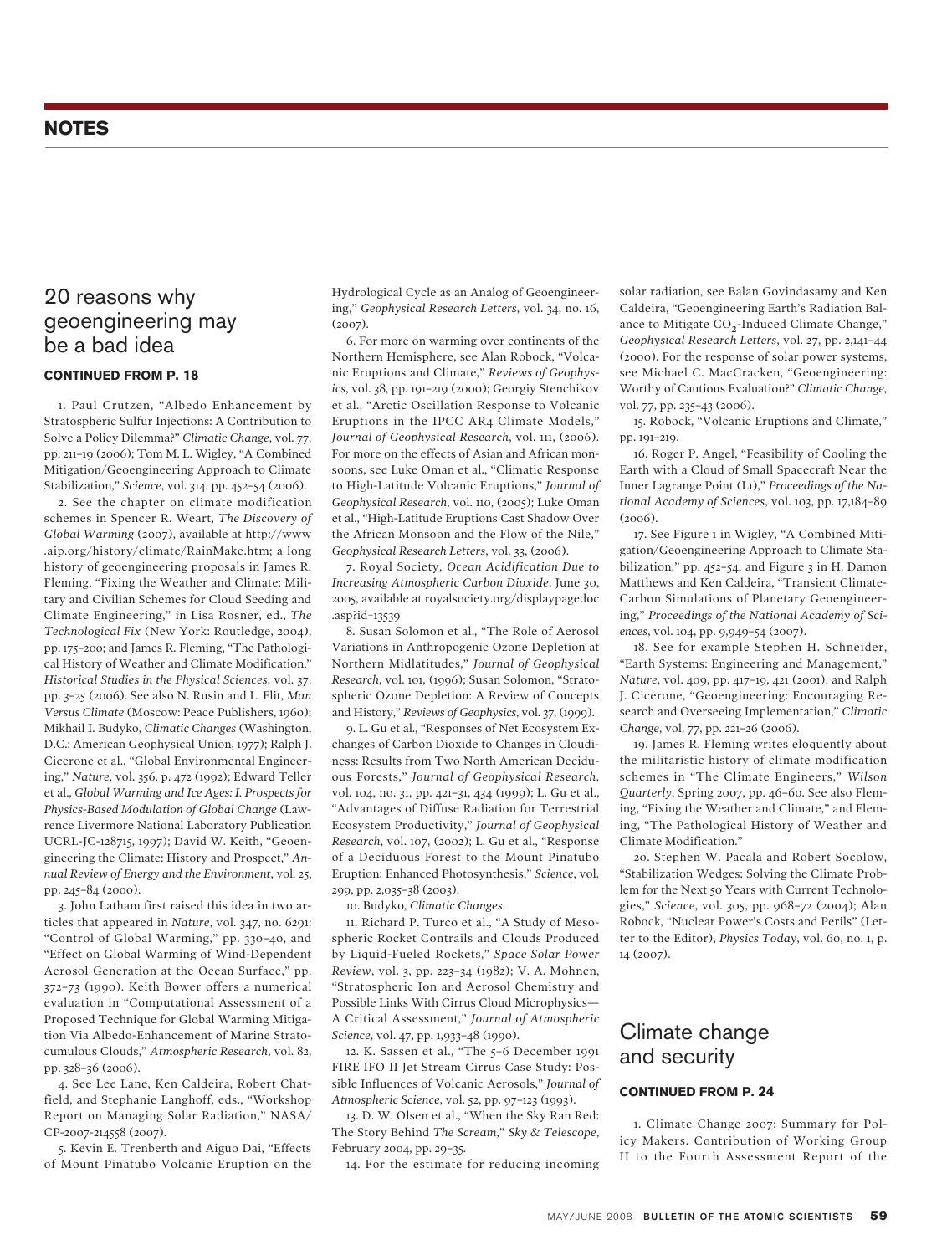# NOTES

## 20 reasons why geoengineering may be a bad idea

**CONTINUED FROM P. 18**

1. Paul Crutzen, "Albedo Enhancement by Stratospheric Sulfur Injections: A Contribution to Solve a Policy Dilemma?" *Climatic Change*, vol. 77, pp. 211–19 (2006); Tom M. L. Wigley, "A Combined Mitigation/Geoengineering Approach to Climate Stabilization," *Science*, vol. 314, pp. 452–54 (2006).

2. See the chapter on climate modification schemes in Spencer R. Weart, *The Discovery of Global Warming* (2007), available at http://www.aip.org/history/climate/RainMake.htm; a long history of geoengineering proposals in James R. Fleming, "Fixing the Weather and Climate: Military and Civilian Schemes for Cloud Seeding and Climate Engineering," in Lisa Rosner, ed., *The Technological Fix* (New York: Routledge, 2004), pp. 175–200; and James R. Fleming, "The Pathological History of Weather and Climate Modification," *Historical Studies in the Physical Sciences*, vol. 37, pp. 3–25 (2006). See also N. Rusin and L. Flit, *Man Versus Climate* (Moscow: Peace Publishers, 1960); Mikhail I. Budyko, *Climatic Changes* (Washington, D.C.: American Geophysical Union, 1977); Ralph J. Cicerone et al., "Global Environmental Engineering," *Nature*, vol. 356, p. 472 (1992); Edward Teller et al., *Global Warming and Ice Ages: I. Prospects for Physics-Based Modulation of Global Change* (Lawrence Livermore National Laboratory Publication UCRL-JC-128715, 1997); David W. Keith, "Geoengineering the Climate: History and Prospect," *Annual Review of Energy and the Environment*, vol. 25, pp. 245–84 (2000).

3. John Latham first raised this idea in two articles that appeared in *Nature*, vol. 347, no. 6291: "Control of Global Warming," pp. 330–40, and "Effect on Global Warming of Wind-Dependent Aerosol Generation at the Ocean Surface," pp. 372–73 (1990). Keith Bower offers a numerical evaluation in "Computational Assessment of a Proposed Technique for Global Warming Mitigation Via Albedo-Enhancement of Marine Stratocumulous Clouds," *Atmospheric Research*, vol. 82, pp. 328–36 (2006).

4. See Lee Lane, Ken Caldeira, Robert Chatfield, and Stephanie Langhoff, eds., "Workshop Report on Managing Solar Radiation," NASA/CP-2007-214558 (2007).

5. Kevin E. Trenberth and Aiguo Dai, "Effects of Mount Pinatubo Volcanic Eruption on the Hydrological Cycle as an Analog of Geoengineering," *Geophysical Research Letters*, vol. 34, no. 16, (2007).

6. For more on warming over continents of the Northern Hemisphere, see Alan Robock, "Volcanic Eruptions and Climate," *Reviews of Geophysics*, vol. 38, pp. 191–219 (2000); Georgiy Stenchikov et al., "Arctic Oscillation Response to Volcanic Eruptions in the IPCC AR4 Climate Models," *Journal of Geophysical Research*, vol. 111, (2006). For more on the effects of Asian and African monsoons, see Luke Oman et al., "Climatic Response to High-Latitude Volcanic Eruptions," *Journal of Geophysical Research*, vol. 110, (2005); Luke Oman et al., "High-Latitude Eruptions Cast Shadow Over the African Monsoon and the Flow of the Nile," *Geophysical Research Letters*, vol. 33, (2006).

7. Royal Society, *Ocean Acidification Due to Increasing Atmospheric Carbon Dioxide*, June 30, 2005, available at royalsociety.org/displaypagedoc.asp?id=13539

8. Susan Solomon et al., "The Role of Aerosol Variations in Anthropogenic Ozone Depletion at Northern Midlatitudes," *Journal of Geophysical Research*, vol. 101, (1996); Susan Solomon, "Stratospheric Ozone Depletion: A Review of Concepts and History," *Reviews of Geophysics*, vol. 37, (1999).

9. L. Gu et al., "Responses of Net Ecosystem Exchanges of Carbon Dioxide to Changes in Cloudiness: Results from Two North American Deciduous Forests," *Journal of Geophysical Research*, vol. 104, no. 31, pp. 421–31, 434 (1999); L. Gu et al., "Advantages of Diffuse Radiation for Terrestrial Ecosystem Productivity," *Journal of Geophysical Research*, vol. 107, (2002); L. Gu et al., "Response of a Deciduous Forest to the Mount Pinatubo Eruption: Enhanced Photosynthesis," *Science*, vol. 299, pp. 2,035–38 (2003).

10. Budyko, *Climatic Changes*.

11. Richard P. Turco et al., "A Study of Mesospheric Rocket Contrails and Clouds Produced by Liquid-Fueled Rockets," *Space Solar Power Review*, vol. 3, pp. 223–34 (1982); V. A. Mohnen, "Stratospheric Ion and Aerosol Chemistry and Possible Links With Cirrus Cloud Microphysics—A Critical Assessment," *Journal of Atmospheric Science*, vol. 47, pp. 1,933–48 (1990).

12. K. Sassen et al., "The 5–6 December 1991 FIRE IFO II Jet Stream Cirrus Case Study: Possible Influences of Volcanic Aerosols," *Journal of Atmospheric Science*, vol. 52, pp. 97–123 (1993).

13. D. W. Olsen et al., "When the Sky Ran Red: The Story Behind *The Scream*," *Sky & Telescope*, February 2004, pp. 29–35.

14. For the estimate for reducing incoming solar radiation, see Balan Govindasamy and Ken Caldeira, "Geoengineering Earth's Radiation Balance to Mitigate $CO_2$-Induced Climate Change," *Geophysical Research Letters*, vol. 27, pp. 2,141–44 (2000). For the response of solar power systems, see Michael C. MacCracken, "Geoengineering: Worthy of Cautious Evaluation?" *Climatic Change*, vol. 77, pp. 235–43 (2006).

15. Robock, "Volcanic Eruptions and Climate," pp. 191–219.

16. Roger P. Angel, "Feasibility of Cooling the Earth with a Cloud of Small Spacecraft Near the Inner Lagrange Point (L1)," *Proceedings of the National Academy of Sciences*, vol. 103, pp. 17,184–89 (2006).

17. See Figure 1 in Wigley, "A Combined Mitigation/Geoengineering Approach to Climate Stabilization," pp. 452–54, and Figure 3 in H. Damon Matthews and Ken Caldeira, "Transient Climate-Carbon Simulations of Planetary Geoengineering," *Proceedings of the National Academy of Sciences*, vol. 104, pp. 9,949–54 (2007).

18. See for example Stephen H. Schneider, "Earth Systems: Engineering and Management," *Nature*, vol. 409, pp. 417–19, 421 (2001), and Ralph J. Cicerone, "Geoengineering: Encouraging Research and Overseeing Implementation," *Climatic Change*, vol. 77, pp. 221–26 (2006).

19. James R. Fleming writes eloquently about the militaristic history of climate modification schemes in "The Climate Engineers," *Wilson Quarterly*, Spring 2007, pp. 46–60. See also Fleming, "Fixing the Weather and Climate," and Fleming, "The Pathological History of Weather and Climate Modification."

20. Stephen W. Pacala and Robert Socolow, "Stabilization Wedges: Solving the Climate Problem for the Next 50 Years with Current Technologies," *Science*, vol. 305, pp. 968–72 (2004); Alan Robock, "Nuclear Power's Costs and Perils" (Letter to the Editor), *Physics Today*, vol. 60, no. 1, p. 14 (2007).

## Climate change and security

**CONTINUED FROM P. 24**

1. Climate Change 2007: Summary for Policy Makers. Contribution of Working Group II to the Fourth Assessment Report of the